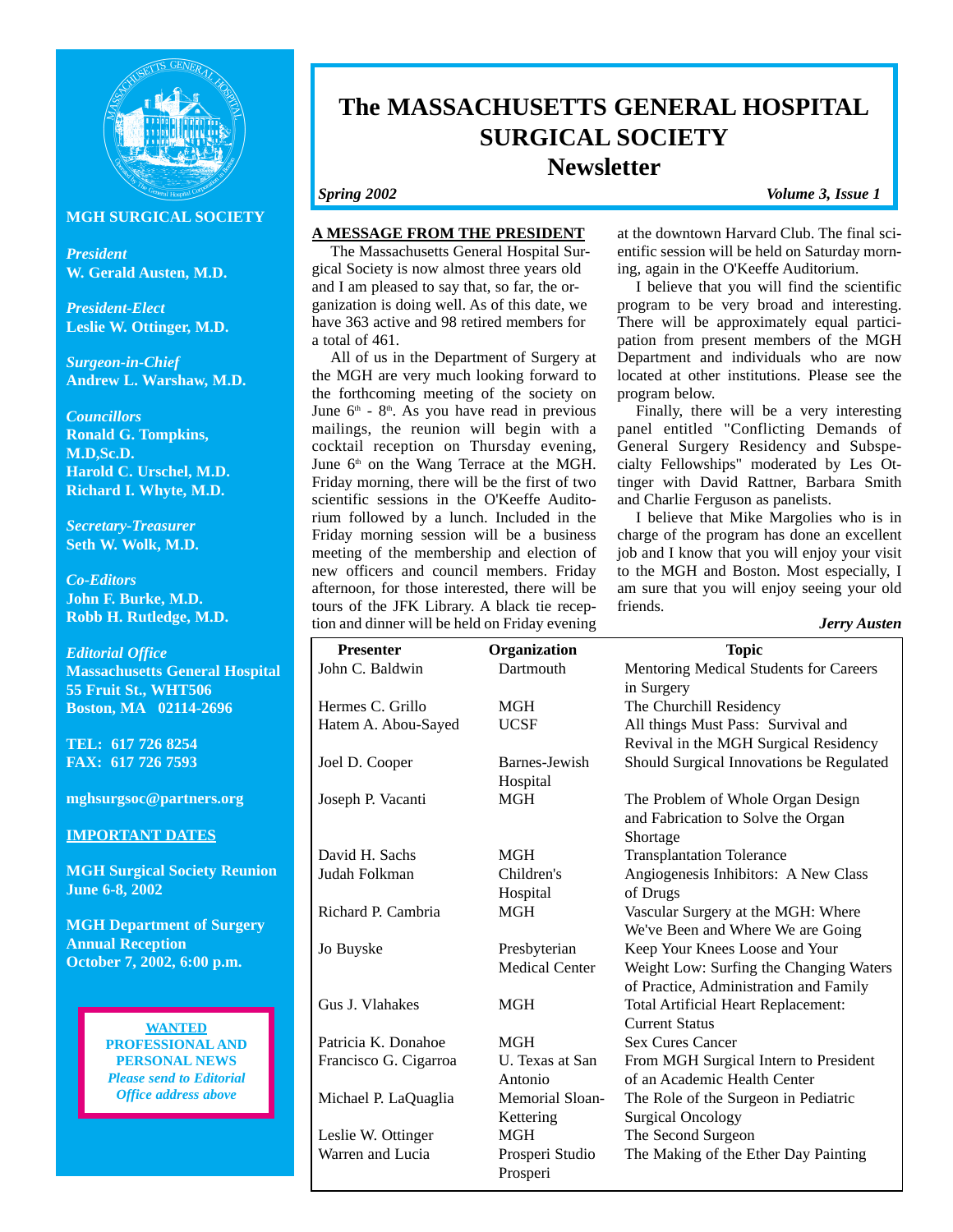# The MASSACHUSETTS GENERAL HOSPITAL SURGICAL SOCIETY
## Newsletter

*Spring 2002* — *Volume 3, Issue 1*

**MGH SURGICAL SOCIETY**

*President*
**W. Gerald Austen, M.D.**

*President-Elect*
**Leslie W. Ottinger, M.D.**

*Surgeon-in-Chief*
**Andrew L. Warshaw, M.D.**

*Councillors*
**Ronald G. Tompkins, M.D,Sc.D.**
**Harold C. Urschel, M.D.**
**Richard I. Whyte, M.D.**

*Secretary-Treasurer*
**Seth W. Wolk, M.D.**

*Co-Editors*
**John F. Burke, M.D.**
**Robb H. Rutledge, M.D.**

*Editorial Office*
**Massachusetts General Hospital**
**55 Fruit St., WHT506**
**Boston, MA 02114-2696**

**TEL: 617 726 8254**
**FAX: 617 726 7593**

**mghsurgsoc@partners.org**

**IMPORTANT DATES**

**MGH Surgical Society Reunion**
**June 6-8, 2002**

**MGH Department of Surgery Annual Reception**
**October 7, 2002, 6:00 p.m.**

**WANTED**
**PROFESSIONAL AND PERSONAL NEWS**
*Please send to Editorial Office address above*

### A MESSAGE FROM THE PRESIDENT

The Massachusetts General Hospital Surgical Society is now almost three years old and I am pleased to say that, so far, the organization is doing well. As of this date, we have 363 active and 98 retired members for a total of 461.

All of us in the Department of Surgery at the MGH are very much looking forward to the forthcoming meeting of the society on June 6th - 8th. As you have read in previous mailings, the reunion will begin with a cocktail reception on Thursday evening, June 6th on the Wang Terrace at the MGH. Friday morning, there will be the first of two scientific sessions in the O'Keeffe Auditorium followed by a lunch. Included in the Friday morning session will be a business meeting of the membership and election of new officers and council members. Friday afternoon, for those interested, there will be tours of the JFK Library. A black tie reception and dinner will be held on Friday evening at the downtown Harvard Club. The final scientific session will be held on Saturday morning, again in the O'Keeffe Auditorium.

I believe that you will find the scientific program to be very broad and interesting. There will be approximately equal participation from present members of the MGH Department and individuals who are now located at other institutions. Please see the program below.

Finally, there will be a very interesting panel entitled "Conflicting Demands of General Surgery Residency and Subspecialty Fellowships" moderated by Les Ottinger with David Rattner, Barbara Smith and Charlie Ferguson as panelists.

I believe that Mike Margolies who is in charge of the program has done an excellent job and I know that you will enjoy your visit to the MGH and Boston. Most especially, I am sure that you will enjoy seeing your old friends.

***Jerry Austen***

| Presenter | Organization | Topic |
|---|---|---|
| John C. Baldwin | Dartmouth | Mentoring Medical Students for Careers in Surgery |
| Hermes C. Grillo | MGH | The Churchill Residency |
| Hatem A. Abou-Sayed | UCSF | All things Must Pass: Survival and Revival in the MGH Surgical Residency |
| Joel D. Cooper | Barnes-Jewish Hospital | Should Surgical Innovations be Regulated |
| Joseph P. Vacanti | MGH | The Problem of Whole Organ Design and Fabrication to Solve the Organ Shortage |
| David H. Sachs | MGH | Transplantation Tolerance |
| Judah Folkman | Children's Hospital | Angiogenesis Inhibitors: A New Class of Drugs |
| Richard P. Cambria | MGH | Vascular Surgery at the MGH: Where We've Been and Where We are Going |
| Jo Buyske | Presbyterian Medical Center | Keep Your Knees Loose and Your Weight Low: Surfing the Changing Waters of Practice, Administration and Family |
| Gus J. Vlahakes | MGH | Total Artificial Heart Replacement: Current Status |
| Patricia K. Donahoe | MGH | Sex Cures Cancer |
| Francisco G. Cigarroa | U. Texas at San Antonio | From MGH Surgical Intern to President of an Academic Health Center |
| Michael P. LaQuaglia | Memorial Sloan-Kettering | The Role of the Surgeon in Pediatric Surgical Oncology |
| Leslie W. Ottinger | MGH | The Second Surgeon |
| Warren and Lucia Prosperi | Prosperi Studio | The Making of the Ether Day Painting |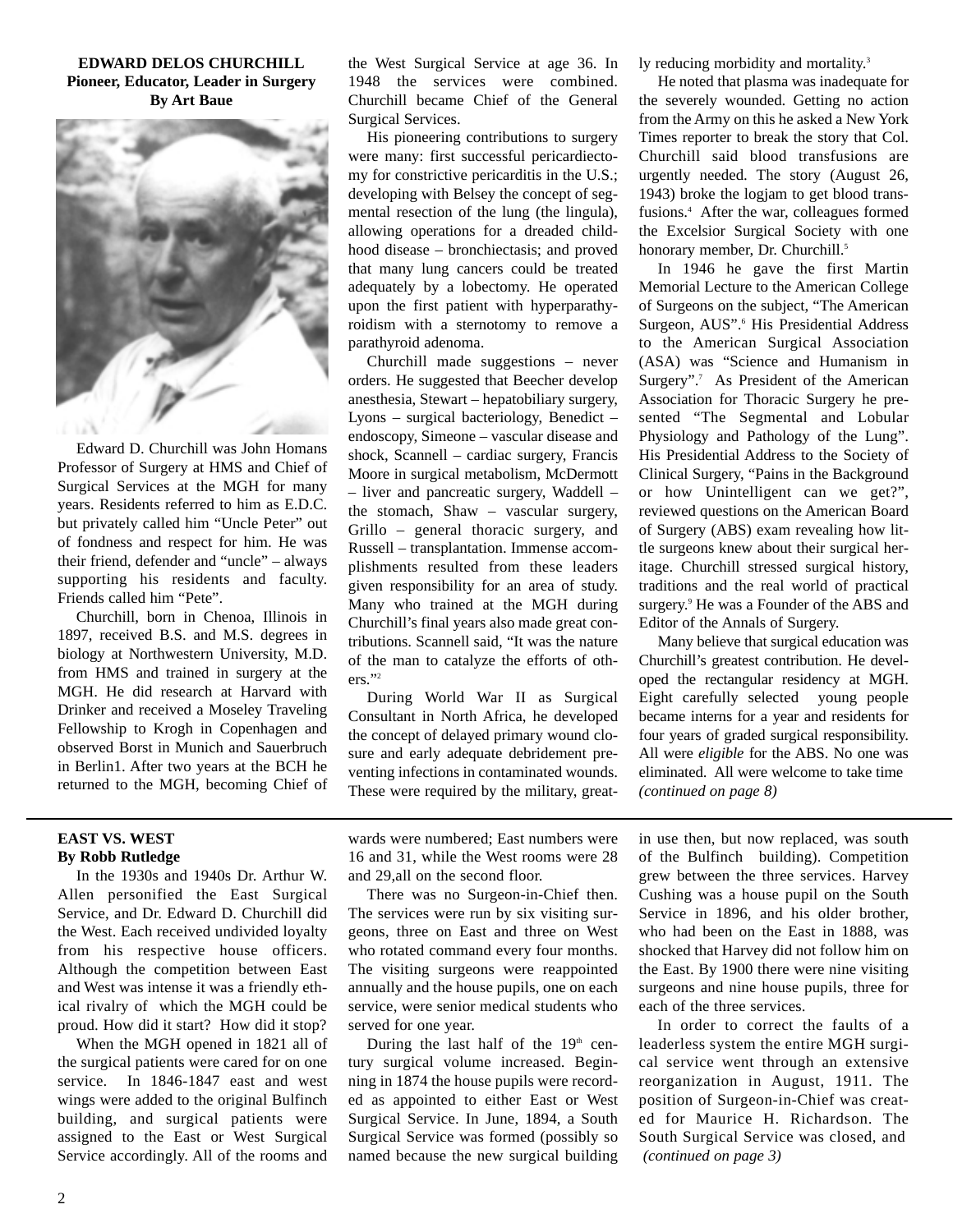**EDWARD DELOS CHURCHILL**
**Pioneer, Educator, Leader in Surgery**
**By Art Baue**

Edward D. Churchill was John Homans Professor of Surgery at HMS and Chief of Surgical Services at the MGH for many years. Residents referred to him as E.D.C. but privately called him "Uncle Peter" out of fondness and respect for him. He was their friend, defender and "uncle" – always supporting his residents and faculty. Friends called him "Pete".

Churchill, born in Chenoa, Illinois in 1897, received B.S. and M.S. degrees in biology at Northwestern University, M.D. from HMS and trained in surgery at the MGH. He did research at Harvard with Drinker and received a Moseley Traveling Fellowship to Krogh in Copenhagen and observed Borst in Munich and Sauerbruch in Berlin1. After two years at the BCH he returned to the MGH, becoming Chief of the West Surgical Service at age 36. In 1948 the services were combined. Churchill became Chief of the General Surgical Services.

His pioneering contributions to surgery were many: first successful pericardiectomy for constrictive pericarditis in the U.S.; developing with Belsey the concept of segmental resection of the lung (the lingula), allowing operations for a dreaded childhood disease – bronchiectasis; and proved that many lung cancers could be treated adequately by a lobectomy. He operated upon the first patient with hyperparathyroidism with a sternotomy to remove a parathyroid adenoma.

Churchill made suggestions – never orders. He suggested that Beecher develop anesthesia, Stewart – hepatobiliary surgery, Lyons – surgical bacteriology, Benedict – endoscopy, Simeone – vascular disease and shock, Scannell – cardiac surgery, Francis Moore in surgical metabolism, McDermott – liver and pancreatic surgery, Waddell – the stomach, Shaw – vascular surgery, Grillo – general thoracic surgery, and Russell – transplantation. Immense accomplishments resulted from these leaders given responsibility for an area of study. Many who trained at the MGH during Churchill's final years also made great contributions. Scannell said, "It was the nature of the man to catalyze the efforts of others."[2]

During World War II as Surgical Consultant in North Africa, he developed the concept of delayed primary wound closure and early adequate debridement preventing infections in contaminated wounds. These were required by the military, greatly reducing morbidity and mortality.[3]

He noted that plasma was inadequate for the severely wounded. Getting no action from the Army on this he asked a New York Times reporter to break the story that Col. Churchill said blood transfusions are urgently needed. The story (August 26, 1943) broke the logjam to get blood transfusions.[4] After the war, colleagues formed the Excelsior Surgical Society with one honorary member, Dr. Churchill.[5]

In 1946 he gave the first Martin Memorial Lecture to the American College of Surgeons on the subject, "The American Surgeon, AUS".[6] His Presidential Address to the American Surgical Association (ASA) was "Science and Humanism in Surgery".[7] As President of the American Association for Thoracic Surgery he presented "The Segmental and Lobular Physiology and Pathology of the Lung". His Presidential Address to the Society of Clinical Surgery, "Pains in the Background or how Unintelligent can we get?", reviewed questions on the American Board of Surgery (ABS) exam revealing how little surgeons knew about their surgical heritage. Churchill stressed surgical history, traditions and the real world of practical surgery.[9] He was a Founder of the ABS and Editor of the Annals of Surgery.

Many believe that surgical education was Churchill's greatest contribution. He developed the rectangular residency at MGH. Eight carefully selected young people became interns for a year and residents for four years of graded surgical responsibility. All were *eligible* for the ABS. No one was eliminated. All were welcome to take time

*(continued on page 8)*

---

**EAST VS. WEST**
**By Robb Rutledge**

In the 1930s and 1940s Dr. Arthur W. Allen personified the East Surgical Service, and Dr. Edward D. Churchill did the West. Each received undivided loyalty from his respective house officers. Although the competition between East and West was intense it was a friendly ethical rivalry of which the MGH could be proud. How did it start? How did it stop?

When the MGH opened in 1821 all of the surgical patients were cared for on one service. In 1846-1847 east and west wings were added to the original Bulfinch building, and surgical patients were assigned to the East or West Surgical Service accordingly. All of the rooms and wards were numbered; East numbers were 16 and 31, while the West rooms were 28 and 29,all on the second floor.

There was no Surgeon-in-Chief then. The services were run by six visiting surgeons, three on East and three on West who rotated command every four months. The visiting surgeons were reappointed annually and the house pupils, one on each service, were senior medical students who served for one year.

During the last half of the 19th century surgical volume increased. Beginning in 1874 the house pupils were recorded as appointed to either East or West Surgical Service. In June, 1894, a South Surgical Service was formed (possibly so named because the new surgical building in use then, but now replaced, was south of the Bulfinch building). Competition grew between the three services. Harvey Cushing was a house pupil on the South Service in 1896, and his older brother, who had been on the East in 1888, was shocked that Harvey did not follow him on the East. By 1900 there were nine visiting surgeons and nine house pupils, three for each of the three services.

In order to correct the faults of a leaderless system the entire MGH surgical service went through an extensive reorganization in August, 1911. The position of Surgeon-in-Chief was created for Maurice H. Richardson. The South Surgical Service was closed, and

*(continued on page 3)*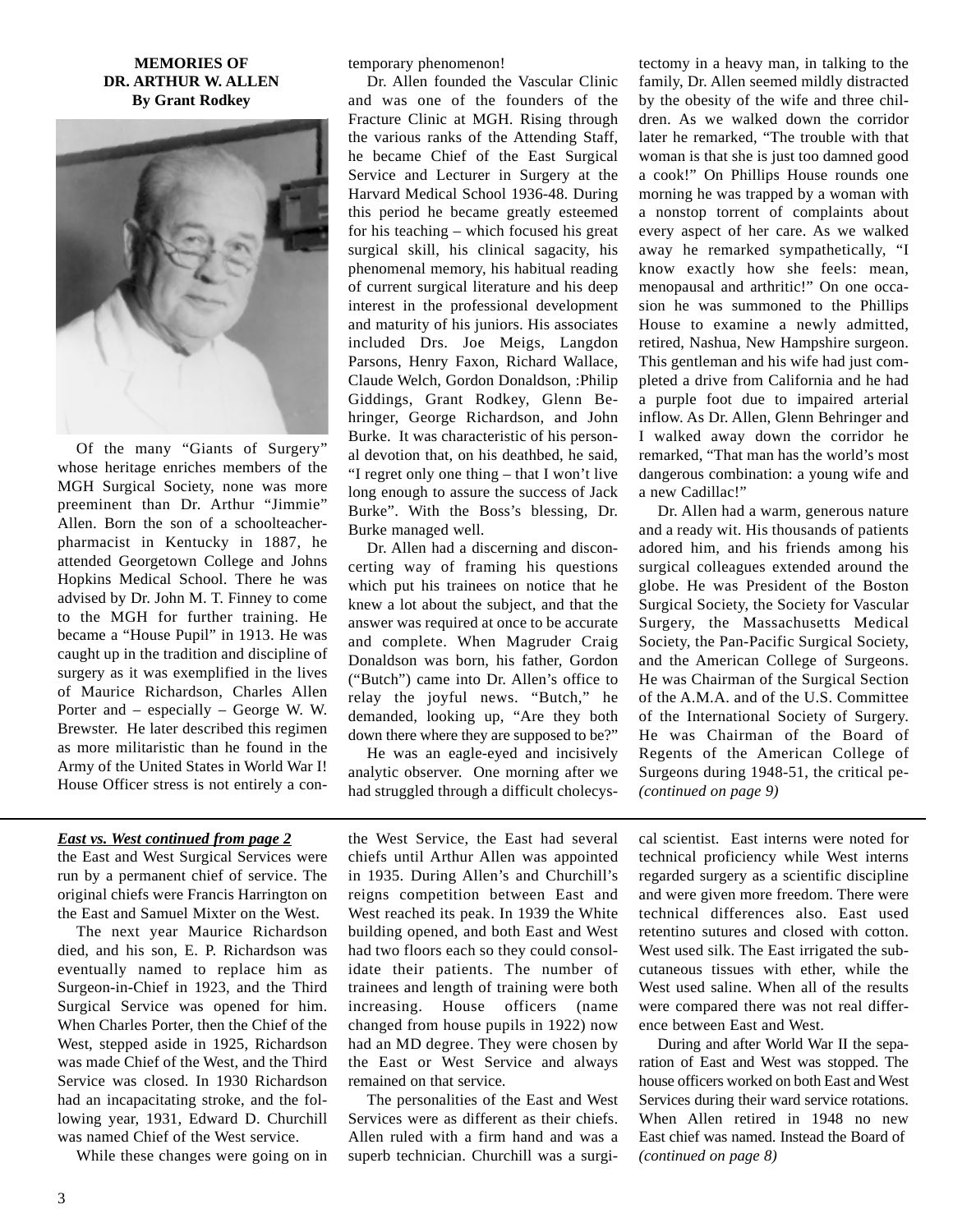**MEMORIES OF DR. ARTHUR W. ALLEN**
**By Grant Rodkey**

Of the many "Giants of Surgery" whose heritage enriches members of the MGH Surgical Society, none was more preeminent than Dr. Arthur "Jimmie" Allen. Born the son of a schoolteacher-pharmacist in Kentucky in 1887, he attended Georgetown College and Johns Hopkins Medical School. There he was advised by Dr. John M. T. Finney to come to the MGH for further training. He became a "House Pupil" in 1913. He was caught up in the tradition and discipline of surgery as it was exemplified in the lives of Maurice Richardson, Charles Allen Porter and – especially – George W. W. Brewster. He later described this regimen as more militaristic than he found in the Army of the United States in World War I! House Officer stress is not entirely a contemporary phenomenon!

Dr. Allen founded the Vascular Clinic and was one of the founders of the Fracture Clinic at MGH. Rising through the various ranks of the Attending Staff, he became Chief of the East Surgical Service and Lecturer in Surgery at the Harvard Medical School 1936-48. During this period he became greatly esteemed for his teaching – which focused his great surgical skill, his clinical sagacity, his phenomenal memory, his habitual reading of current surgical literature and his deep interest in the professional development and maturity of his juniors. His associates included Drs. Joe Meigs, Langdon Parsons, Henry Faxon, Richard Wallace, Claude Welch, Gordon Donaldson, :Philip Giddings, Grant Rodkey, Glenn Behringer, George Richardson, and John Burke. It was characteristic of his personal devotion that, on his deathbed, he said, "I regret only one thing – that I won't live long enough to assure the success of Jack Burke". With the Boss's blessing, Dr. Burke managed well.

Dr. Allen had a discerning and disconcerting way of framing his questions which put his trainees on notice that he knew a lot about the subject, and that the answer was required at once to be accurate and complete. When Magruder Craig Donaldson was born, his father, Gordon ("Butch") came into Dr. Allen's office to relay the joyful news. "Butch," he demanded, looking up, "Are they both down there where they are supposed to be?"

He was an eagle-eyed and incisively analytic observer. One morning after we had struggled through a difficult cholecystectomy in a heavy man, in talking to the family, Dr. Allen seemed mildly distracted by the obesity of the wife and three children. As we walked down the corridor later he remarked, "The trouble with that woman is that she is just too damned good a cook!" On Phillips House rounds one morning he was trapped by a woman with a nonstop torrent of complaints about every aspect of her care. As we walked away he remarked sympathetically, "I know exactly how she feels: mean, menopausal and arthritic!" On one occasion he was summoned to the Phillips House to examine a newly admitted, retired, Nashua, New Hampshire surgeon. This gentleman and his wife had just completed a drive from California and he had a purple foot due to impaired arterial inflow. As Dr. Allen, Glenn Behringer and I walked away down the corridor he remarked, "That man has the world's most dangerous combination: a young wife and a new Cadillac!"

Dr. Allen had a warm, generous nature and a ready wit. His thousands of patients adored him, and his friends among his surgical colleagues extended around the globe. He was President of the Boston Surgical Society, the Society for Vascular Surgery, the Massachusetts Medical Society, the Pan-Pacific Surgical Society, and the American College of Surgeons. He was Chairman of the Surgical Section of the A.M.A. and of the U.S. Committee of the International Society of Surgery. He was Chairman of the Board of Regents of the American College of Surgeons during 1948-51, the critical pe-
*(continued on page 9)*

---

***East vs. West continued from page 2***

the East and West Surgical Services were run by a permanent chief of service. The original chiefs were Francis Harrington on the East and Samuel Mixter on the West.

The next year Maurice Richardson died, and his son, E. P. Richardson was eventually named to replace him as Surgeon-in-Chief in 1923, and the Third Surgical Service was opened for him. When Charles Porter, then the Chief of the West, stepped aside in 1925, Richardson was made Chief of the West, and the Third Service was closed. In 1930 Richardson had an incapacitating stroke, and the following year, 1931, Edward D. Churchill was named Chief of the West service.

While these changes were going on in the West Service, the East had several chiefs until Arthur Allen was appointed in 1935. During Allen's and Churchill's reigns competition between East and West reached its peak. In 1939 the White building opened, and both East and West had two floors each so they could consolidate their patients. The number of trainees and length of training were both increasing. House officers (name changed from house pupils in 1922) now had an MD degree. They were chosen by the East or West Service and always remained on that service.

The personalities of the East and West Services were as different as their chiefs. Allen ruled with a firm hand and was a superb technician. Churchill was a surgical scientist. East interns were noted for technical proficiency while West interns regarded surgery as a scientific discipline and were given more freedom. There were technical differences also. East used retentino sutures and closed with cotton. West used silk. The East irrigated the subcutaneous tissues with ether, while the West used saline. When all of the results were compared there was not real difference between East and West.

During and after World War II the separation of East and West was stopped. The house officers worked on both East and West Services during their ward service rotations. When Allen retired in 1948 no new East chief was named. Instead the Board of
*(continued on page 8)*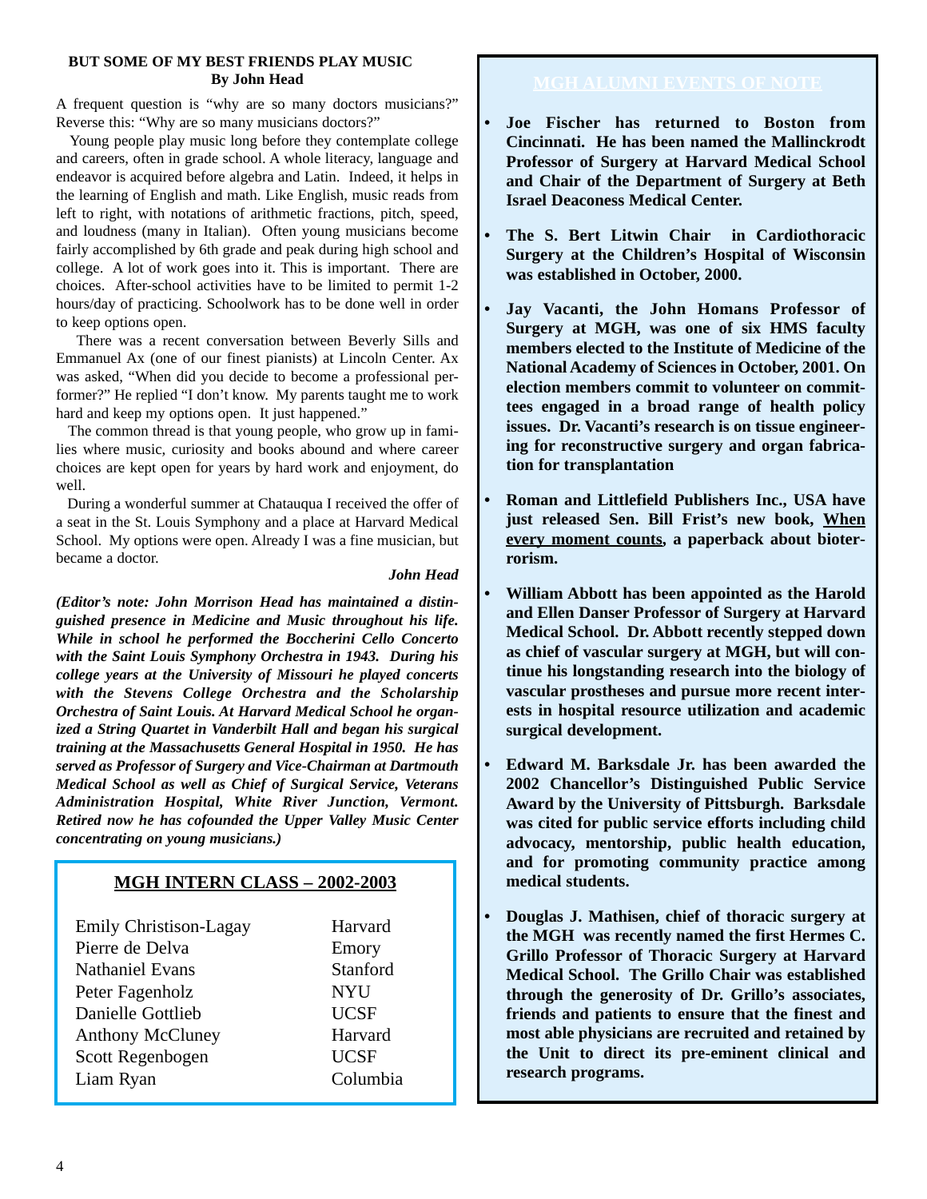## BUT SOME OF MY BEST FRIENDS PLAY MUSIC
**By John Head**

A frequent question is "why are so many doctors musicians?" Reverse this: "Why are so many musicians doctors?"

Young people play music long before they contemplate college and careers, often in grade school. A whole literacy, language and endeavor is acquired before algebra and Latin. Indeed, it helps in the learning of English and math. Like English, music reads from left to right, with notations of arithmetic fractions, pitch, speed, and loudness (many in Italian). Often young musicians become fairly accomplished by 6th grade and peak during high school and college. A lot of work goes into it. This is important. There are choices. After-school activities have to be limited to permit 1-2 hours/day of practicing. Schoolwork has to be done well in order to keep options open.

There was a recent conversation between Beverly Sills and Emmanuel Ax (one of our finest pianists) at Lincoln Center. Ax was asked, "When did you decide to become a professional performer?" He replied "I don't know. My parents taught me to work hard and keep my options open. It just happened."

The common thread is that young people, who grow up in families where music, curiosity and books abound and where career choices are kept open for years by hard work and enjoyment, do well.

During a wonderful summer at Chatauqua I received the offer of a seat in the St. Louis Symphony and a place at Harvard Medical School. My options were open. Already I was a fine musician, but became a doctor.

*John Head*

***(Editor's note: John Morrison Head has maintained a distinguished presence in Medicine and Music throughout his life. While in school he performed the Boccherini Cello Concerto with the Saint Louis Symphony Orchestra in 1943. During his college years at the University of Missouri he played concerts with the Stevens College Orchestra and the Scholarship Orchestra of Saint Louis. At Harvard Medical School he organized a String Quartet in Vanderbilt Hall and began his surgical training at the Massachusetts General Hospital in 1950. He has served as Professor of Surgery and Vice-Chairman at Dartmouth Medical School as well as Chief of Surgical Service, Veterans Administration Hospital, White River Junction, Vermont. Retired now he has cofounded the Upper Valley Music Center concentrating on young musicians.)***

## MGH INTERN CLASS – 2002-2003

| | |
|---|---|
| Emily Christison-Lagay | Harvard |
| Pierre de Delva | Emory |
| Nathaniel Evans | Stanford |
| Peter Fagenholz | NYU |
| Danielle Gottlieb | UCSF |
| Anthony McCluney | Harvard |
| Scott Regenbogen | UCSF |
| Liam Ryan | Columbia |

## MGH ALUMNI EVENTS OF NOTE

- **Joe Fischer has returned to Boston from Cincinnati. He has been named the Mallinckrodt Professor of Surgery at Harvard Medical School and Chair of the Department of Surgery at Beth Israel Deaconess Medical Center.**

- **The S. Bert Litwin Chair in Cardiothoracic Surgery at the Children's Hospital of Wisconsin was established in October, 2000.**

- **Jay Vacanti, the John Homans Professor of Surgery at MGH, was one of six HMS faculty members elected to the Institute of Medicine of the National Academy of Sciences in October, 2001. On election members commit to volunteer on committees engaged in a broad range of health policy issues. Dr. Vacanti's research is on tissue engineering for reconstructive surgery and organ fabrication for transplantation**

- **Roman and Littlefield Publishers Inc., USA have just released Sen. Bill Frist's new book, <u>When every moment counts</u>, a paperback about bioterrorism.**

- **William Abbott has been appointed as the Harold and Ellen Danser Professor of Surgery at Harvard Medical School. Dr. Abbott recently stepped down as chief of vascular surgery at MGH, but will continue his longstanding research into the biology of vascular prostheses and pursue more recent interests in hospital resource utilization and academic surgical development.**

- **Edward M. Barksdale Jr. has been awarded the 2002 Chancellor's Distinguished Public Service Award by the University of Pittsburgh. Barksdale was cited for public service efforts including child advocacy, mentorship, public health education, and for promoting community practice among medical students.**

- **Douglas J. Mathisen, chief of thoracic surgery at the MGH was recently named the first Hermes C. Grillo Professor of Thoracic Surgery at Harvard Medical School. The Grillo Chair was established through the generosity of Dr. Grillo's associates, friends and patients to ensure that the finest and most able physicians are recruited and retained by the Unit to direct its pre-eminent clinical and research programs.**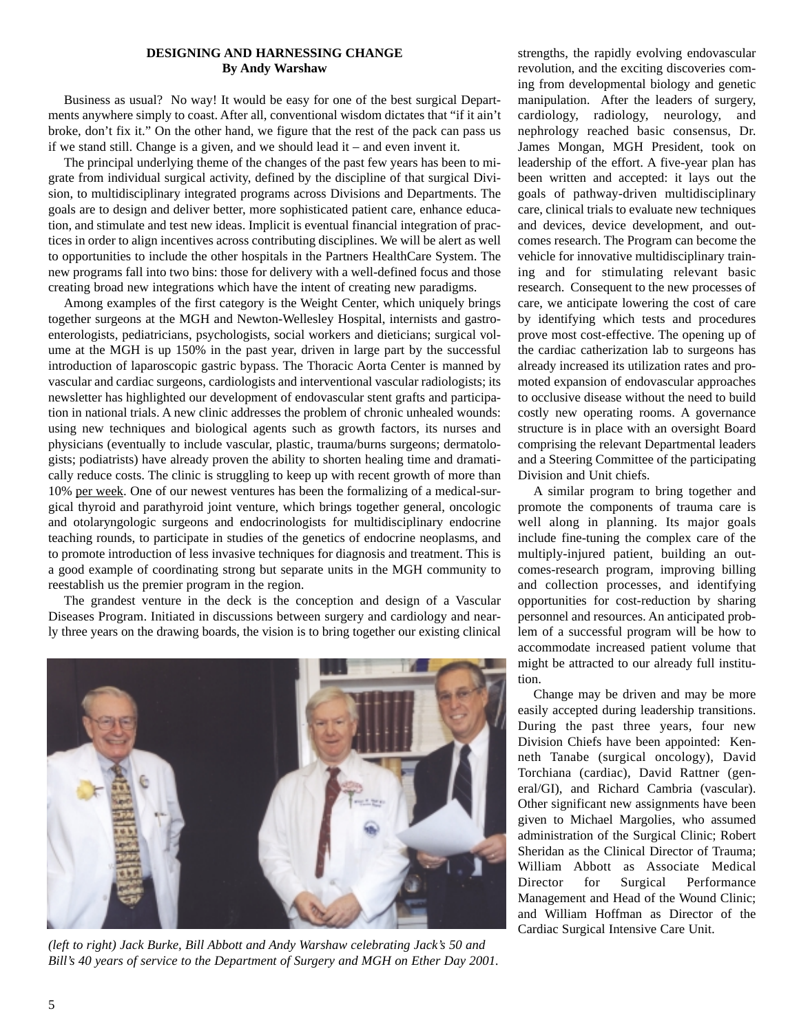**DESIGNING AND HARNESSING CHANGE**
**By Andy Warshaw**

Business as usual? No way! It would be easy for one of the best surgical Departments anywhere simply to coast. After all, conventional wisdom dictates that "if it ain't broke, don't fix it." On the other hand, we figure that the rest of the pack can pass us if we stand still. Change is a given, and we should lead it – and even invent it.

The principal underlying theme of the changes of the past few years has been to migrate from individual surgical activity, defined by the discipline of that surgical Division, to multidisciplinary integrated programs across Divisions and Departments. The goals are to design and deliver better, more sophisticated patient care, enhance education, and stimulate and test new ideas. Implicit is eventual financial integration of practices in order to align incentives across contributing disciplines. We will be alert as well to opportunities to include the other hospitals in the Partners HealthCare System. The new programs fall into two bins: those for delivery with a well-defined focus and those creating broad new integrations which have the intent of creating new paradigms.

Among examples of the first category is the Weight Center, which uniquely brings together surgeons at the MGH and Newton-Wellesley Hospital, internists and gastroenterologists, pediatricians, psychologists, social workers and dieticians; surgical volume at the MGH is up 150% in the past year, driven in large part by the successful introduction of laparoscopic gastric bypass. The Thoracic Aorta Center is manned by vascular and cardiac surgeons, cardiologists and interventional vascular radiologists; its newsletter has highlighted our development of endovascular stent grafts and participation in national trials. A new clinic addresses the problem of chronic unhealed wounds: using new techniques and biological agents such as growth factors, its nurses and physicians (eventually to include vascular, plastic, trauma/burns surgeons; dermatologists; podiatrists) have already proven the ability to shorten healing time and dramatically reduce costs. The clinic is struggling to keep up with recent growth of more than 10% per week. One of our newest ventures has been the formalizing of a medical-surgical thyroid and parathyroid joint venture, which brings together general, oncologic and otolaryngologic surgeons and endocrinologists for multidisciplinary endocrine teaching rounds, to participate in studies of the genetics of endocrine neoplasms, and to promote introduction of less invasive techniques for diagnosis and treatment. This is a good example of coordinating strong but separate units in the MGH community to reestablish us the premier program in the region.

The grandest venture in the deck is the conception and design of a Vascular Diseases Program. Initiated in discussions between surgery and cardiology and nearly three years on the drawing boards, the vision is to bring together our existing clinical strengths, the rapidly evolving endovascular revolution, and the exciting discoveries coming from developmental biology and genetic manipulation. After the leaders of surgery, cardiology, radiology, neurology, and nephrology reached basic consensus, Dr. James Mongan, MGH President, took on leadership of the effort. A five-year plan has been written and accepted: it lays out the goals of pathway-driven multidisciplinary care, clinical trials to evaluate new techniques and devices, device development, and outcomes research. The Program can become the vehicle for innovative multidisciplinary training and for stimulating relevant basic research. Consequent to the new processes of care, we anticipate lowering the cost of care by identifying which tests and procedures prove most cost-effective. The opening up of the cardiac catherization lab to surgeons has already increased its utilization rates and promoted expansion of endovascular approaches to occlusive disease without the need to build costly new operating rooms. A governance structure is in place with an oversight Board comprising the relevant Departmental leaders and a Steering Committee of the participating Division and Unit chiefs.

A similar program to bring together and promote the components of trauma care is well along in planning. Its major goals include fine-tuning the complex care of the multiply-injured patient, building an outcomes-research program, improving billing and collection processes, and identifying opportunities for cost-reduction by sharing personnel and resources. An anticipated problem of a successful program will be how to accommodate increased patient volume that might be attracted to our already full institution.

Change may be driven and may be more easily accepted during leadership transitions. During the past three years, four new Division Chiefs have been appointed: Kenneth Tanabe (surgical oncology), David Torchiana (cardiac), David Rattner (general/GI), and Richard Cambria (vascular). Other significant new assignments have been given to Michael Margolies, who assumed administration of the Surgical Clinic; Robert Sheridan as the Clinical Director of Trauma; William Abbott as Associate Medical Director for Surgical Performance Management and Head of the Wound Clinic; and William Hoffman as Director of the Cardiac Surgical Intensive Care Unit.

*(left to right) Jack Burke, Bill Abbott and Andy Warshaw celebrating Jack's 50 and Bill's 40 years of service to the Department of Surgery and MGH on Ether Day 2001.*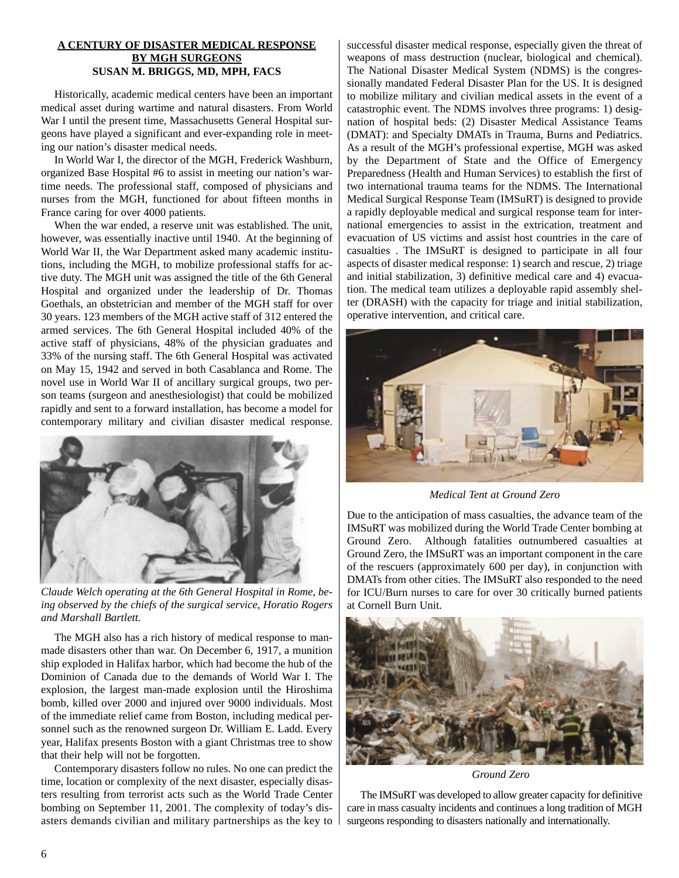**A CENTURY OF DISASTER MEDICAL RESPONSE BY MGH SURGEONS**

**SUSAN M. BRIGGS, MD, MPH, FACS**

Historically, academic medical centers have been an important medical asset during wartime and natural disasters. From World War I until the present time, Massachusetts General Hospital surgeons have played a significant and ever-expanding role in meeting our nation's disaster medical needs.

In World War I, the director of the MGH, Frederick Washburn, organized Base Hospital #6 to assist in meeting our nation's wartime needs. The professional staff, composed of physicians and nurses from the MGH, functioned for about fifteen months in France caring for over 4000 patients.

When the war ended, a reserve unit was established. The unit, however, was essentially inactive until 1940. At the beginning of World War II, the War Department asked many academic institutions, including the MGH, to mobilize professional staffs for active duty. The MGH unit was assigned the title of the 6th General Hospital and organized under the leadership of Dr. Thomas Goethals, an obstetrician and member of the MGH staff for over 30 years. 123 members of the MGH active staff of 312 entered the armed services. The 6th General Hospital included 40% of the active staff of physicians, 48% of the physician graduates and 33% of the nursing staff. The 6th General Hospital was activated on May 15, 1942 and served in both Casablanca and Rome. The novel use in World War II of ancillary surgical groups, two person teams (surgeon and anesthesiologist) that could be mobilized rapidly and sent to a forward installation, has become a model for contemporary military and civilian disaster medical response.

*Claude Welch operating at the 6th General Hospital in Rome, being observed by the chiefs of the surgical service, Horatio Rogers and Marshall Bartlett.*

The MGH also has a rich history of medical response to man-made disasters other than war. On December 6, 1917, a munition ship exploded in Halifax harbor, which had become the hub of the Dominion of Canada due to the demands of World War I. The explosion, the largest man-made explosion until the Hiroshima bomb, killed over 2000 and injured over 9000 individuals. Most of the immediate relief came from Boston, including medical personnel such as the renowned surgeon Dr. William E. Ladd. Every year, Halifax presents Boston with a giant Christmas tree to show that their help will not be forgotten.

Contemporary disasters follow no rules. No one can predict the time, location or complexity of the next disaster, especially disasters resulting from terrorist acts such as the World Trade Center bombing on September 11, 2001. The complexity of today's disasters demands civilian and military partnerships as the key to successful disaster medical response, especially given the threat of weapons of mass destruction (nuclear, biological and chemical). The National Disaster Medical System (NDMS) is the congressionally mandated Federal Disaster Plan for the US. It is designed to mobilize military and civilian medical assets in the event of a catastrophic event. The NDMS involves three programs: 1) designation of hospital beds: (2) Disaster Medical Assistance Teams (DMAT): and Specialty DMATs in Trauma, Burns and Pediatrics. As a result of the MGH's professional expertise, MGH was asked by the Department of State and the Office of Emergency Preparedness (Health and Human Services) to establish the first of two international trauma teams for the NDMS. The International Medical Surgical Response Team (IMSuRT) is designed to provide a rapidly deployable medical and surgical response team for international emergencies to assist in the extrication, treatment and evacuation of US victims and assist host countries in the care of casualties . The IMSuRT is designed to participate in all four aspects of disaster medical response: 1) search and rescue, 2) triage and initial stabilization, 3) definitive medical care and 4) evacuation. The medical team utilizes a deployable rapid assembly shelter (DRASH) with the capacity for triage and initial stabilization, operative intervention, and critical care.

*Medical Tent at Ground Zero*

Due to the anticipation of mass casualties, the advance team of the IMSuRT was mobilized during the World Trade Center bombing at Ground Zero. Although fatalities outnumbered casualties at Ground Zero, the IMSuRT was an important component in the care of the rescuers (approximately 600 per day), in conjunction with DMATs from other cities. The IMSuRT also responded to the need for ICU/Burn nurses to care for over 30 critically burned patients at Cornell Burn Unit.

*Ground Zero*

The IMSuRT was developed to allow greater capacity for definitive care in mass casualty incidents and continues a long tradition of MGH surgeons responding to disasters nationally and internationally.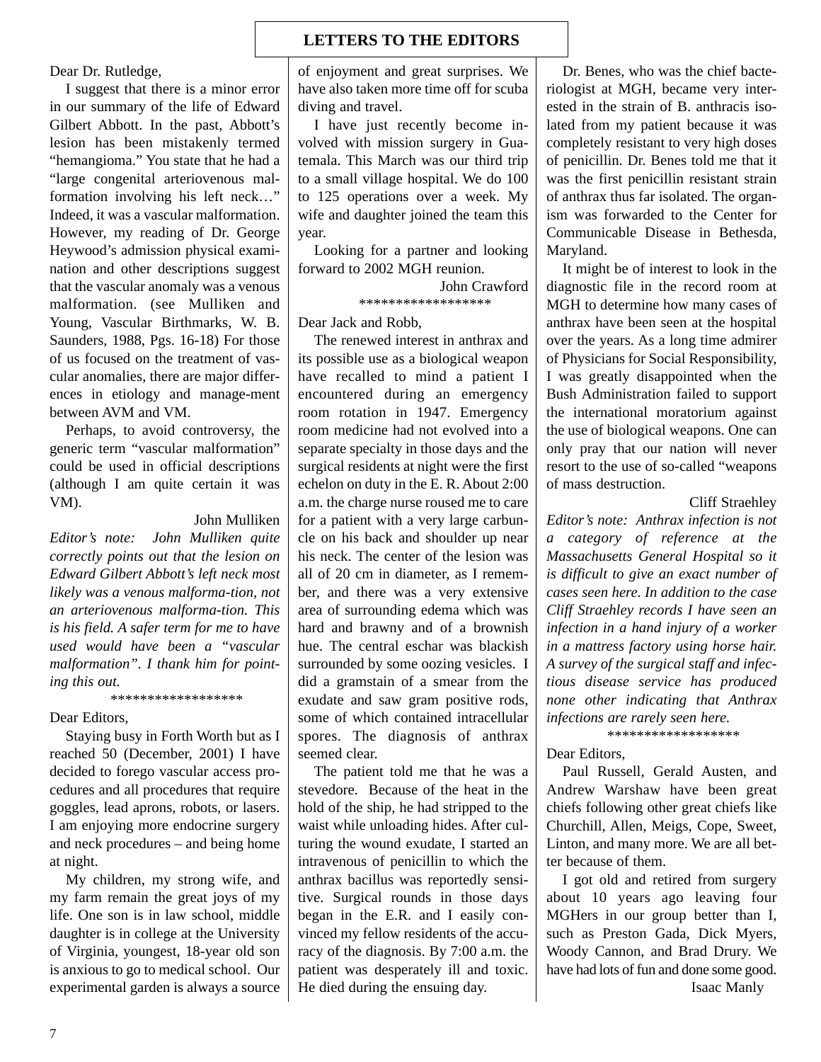## LETTERS TO THE EDITORS

Dear Dr. Rutledge,

I suggest that there is a minor error in our summary of the life of Edward Gilbert Abbott. In the past, Abbott's lesion has been mistakenly termed "hemangioma." You state that he had a "large congenital arteriovenous malformation involving his left neck…" Indeed, it was a vascular malformation. However, my reading of Dr. George Heywood's admission physical examination and other descriptions suggest that the vascular anomaly was a venous malformation. (see Mulliken and Young, Vascular Birthmarks, W. B. Saunders, 1988, Pgs. 16-18) For those of us focused on the treatment of vascular anomalies, there are major differences in etiology and manage-ment between AVM and VM.

Perhaps, to avoid controversy, the generic term "vascular malformation" could be used in official descriptions (although I am quite certain it was VM).

John Mulliken

*Editor's note: John Mulliken quite correctly points out that the lesion on Edward Gilbert Abbott's left neck most likely was a venous malforma-tion, not an arteriovenous malforma-tion. This is his field. A safer term for me to have used would have been a "vascular malformation". I thank him for pointing this out.*

******************

Dear Editors,

Staying busy in Forth Worth but as I reached 50 (December, 2001) I have decided to forego vascular access procedures and all procedures that require goggles, lead aprons, robots, or lasers. I am enjoying more endocrine surgery and neck procedures – and being home at night.

My children, my strong wife, and my farm remain the great joys of my life. One son is in law school, middle daughter is in college at the University of Virginia, youngest, 18-year old son is anxious to go to medical school. Our experimental garden is always a source of enjoyment and great surprises. We have also taken more time off for scuba diving and travel.

I have just recently become involved with mission surgery in Guatemala. This March was our third trip to a small village hospital. We do 100 to 125 operations over a week. My wife and daughter joined the team this year.

Looking for a partner and looking forward to 2002 MGH reunion.

John Crawford

******************

Dear Jack and Robb,

The renewed interest in anthrax and its possible use as a biological weapon have recalled to mind a patient I encountered during an emergency room rotation in 1947. Emergency room medicine had not evolved into a separate specialty in those days and the surgical residents at night were the first echelon on duty in the E. R. About 2:00 a.m. the charge nurse roused me to care for a patient with a very large carbuncle on his back and shoulder up near his neck. The center of the lesion was all of 20 cm in diameter, as I remember, and there was a very extensive area of surrounding edema which was hard and brawny and of a brownish hue. The central eschar was blackish surrounded by some oozing vesicles. I did a gramstain of a smear from the exudate and saw gram positive rods, some of which contained intracellular spores. The diagnosis of anthrax seemed clear.

The patient told me that he was a stevedore. Because of the heat in the hold of the ship, he had stripped to the waist while unloading hides. After culturing the wound exudate, I started an intravenous of penicillin to which the anthrax bacillus was reportedly sensitive. Surgical rounds in those days began in the E.R. and I easily convinced my fellow residents of the accuracy of the diagnosis. By 7:00 a.m. the patient was desperately ill and toxic. He died during the ensuing day.

Dr. Benes, who was the chief bacteriologist at MGH, became very interested in the strain of B. anthracis isolated from my patient because it was completely resistant to very high doses of penicillin. Dr. Benes told me that it was the first penicillin resistant strain of anthrax thus far isolated. The organism was forwarded to the Center for Communicable Disease in Bethesda, Maryland.

It might be of interest to look in the diagnostic file in the record room at MGH to determine how many cases of anthrax have been seen at the hospital over the years. As a long time admirer of Physicians for Social Responsibility, I was greatly disappointed when the Bush Administration failed to support the international moratorium against the use of biological weapons. One can only pray that our nation will never resort to the use of so-called "weapons of mass destruction.

Cliff Straehley

*Editor's note: Anthrax infection is not a category of reference at the Massachusetts General Hospital so it is difficult to give an exact number of cases seen here. In addition to the case Cliff Straehley records I have seen an infection in a hand injury of a worker in a mattress factory using horse hair. A survey of the surgical staff and infectious disease service has produced none other indicating that Anthrax infections are rarely seen here.*

******************

Dear Editors,

Paul Russell, Gerald Austen, and Andrew Warshaw have been great chiefs following other great chiefs like Churchill, Allen, Meigs, Cope, Sweet, Linton, and many more. We are all better because of them.

I got old and retired from surgery about 10 years ago leaving four MGHers in our group better than I, such as Preston Gada, Dick Myers, Woody Cannon, and Brad Drury. We have had lots of fun and done some good.

Isaac Manly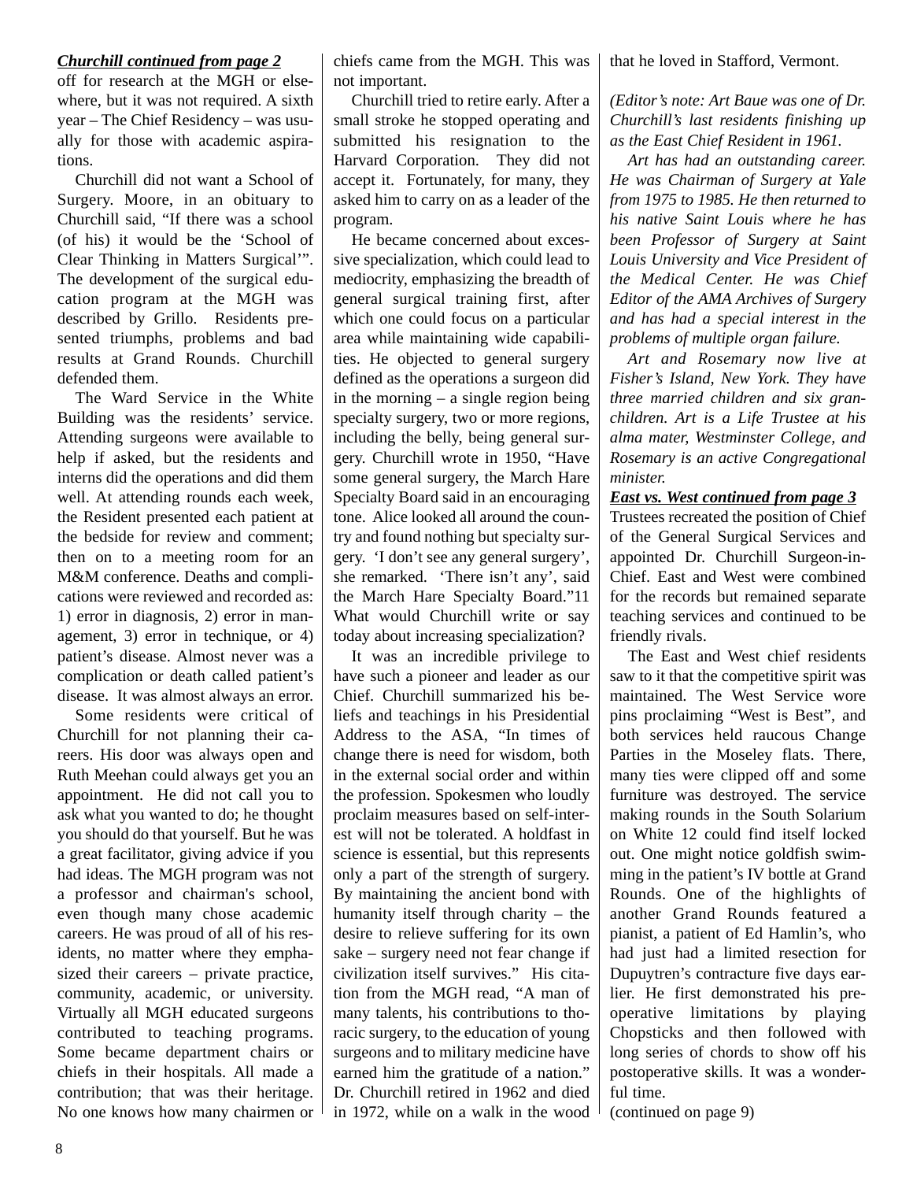***Churchill continued from page 2***

off for research at the MGH or elsewhere, but it was not required. A sixth year – The Chief Residency – was usually for those with academic aspirations.

Churchill did not want a School of Surgery. Moore, in an obituary to Churchill said, "If there was a school (of his) it would be the 'School of Clear Thinking in Matters Surgical'". The development of the surgical education program at the MGH was described by Grillo. Residents presented triumphs, problems and bad results at Grand Rounds. Churchill defended them.

The Ward Service in the White Building was the residents' service. Attending surgeons were available to help if asked, but the residents and interns did the operations and did them well. At attending rounds each week, the Resident presented each patient at the bedside for review and comment; then on to a meeting room for an M&M conference. Deaths and complications were reviewed and recorded as: 1) error in diagnosis, 2) error in management, 3) error in technique, or 4) patient's disease. Almost never was a complication or death called patient's disease. It was almost always an error.

Some residents were critical of Churchill for not planning their careers. His door was always open and Ruth Meehan could always get you an appointment. He did not call you to ask what you wanted to do; he thought you should do that yourself. But he was a great facilitator, giving advice if you had ideas. The MGH program was not a professor and chairman's school, even though many chose academic careers. He was proud of all of his residents, no matter where they emphasized their careers – private practice, community, academic, or university. Virtually all MGH educated surgeons contributed to teaching programs. Some became department chairs or chiefs in their hospitals. All made a contribution; that was their heritage. No one knows how many chairmen or chiefs came from the MGH. This was not important.

Churchill tried to retire early. After a small stroke he stopped operating and submitted his resignation to the Harvard Corporation. They did not accept it. Fortunately, for many, they asked him to carry on as a leader of the program.

He became concerned about excessive specialization, which could lead to mediocrity, emphasizing the breadth of general surgical training first, after which one could focus on a particular area while maintaining wide capabilities. He objected to general surgery defined as the operations a surgeon did in the morning – a single region being specialty surgery, two or more regions, including the belly, being general surgery. Churchill wrote in 1950, "Have some general surgery, the March Hare Specialty Board said in an encouraging tone. Alice looked all around the country and found nothing but specialty surgery. 'I don't see any general surgery', she remarked. 'There isn't any', said the March Hare Specialty Board."11 What would Churchill write or say today about increasing specialization?

It was an incredible privilege to have such a pioneer and leader as our Chief. Churchill summarized his beliefs and teachings in his Presidential Address to the ASA, "In times of change there is need for wisdom, both in the external social order and within the profession. Spokesmen who loudly proclaim measures based on self-interest will not be tolerated. A holdfast in science is essential, but this represents only a part of the strength of surgery. By maintaining the ancient bond with humanity itself through charity – the desire to relieve suffering for its own sake – surgery need not fear change if civilization itself survives." His citation from the MGH read, "A man of many talents, his contributions to thoracic surgery, to the education of young surgeons and to military medicine have earned him the gratitude of a nation." Dr. Churchill retired in 1962 and died in 1972, while on a walk in the wood that he loved in Stafford, Vermont.

*(Editor's note: Art Baue was one of Dr. Churchill's last residents finishing up as the East Chief Resident in 1961.*

*Art has had an outstanding career. He was Chairman of Surgery at Yale from 1975 to 1985. He then returned to his native Saint Louis where he has been Professor of Surgery at Saint Louis University and Vice President of the Medical Center. He was Chief Editor of the AMA Archives of Surgery and has had a special interest in the problems of multiple organ failure.*

*Art and Rosemary now live at Fisher's Island, New York. They have three married children and six granchildren. Art is a Life Trustee at his alma mater, Westminster College, and Rosemary is an active Congregational minister.*

***East vs. West continued from page 3***

Trustees recreated the position of Chief of the General Surgical Services and appointed Dr. Churchill Surgeon-in-Chief. East and West were combined for the records but remained separate teaching services and continued to be friendly rivals.

The East and West chief residents saw to it that the competitive spirit was maintained. The West Service wore pins proclaiming "West is Best", and both services held raucous Change Parties in the Moseley flats. There, many ties were clipped off and some furniture was destroyed. The service making rounds in the South Solarium on White 12 could find itself locked out. One might notice goldfish swimming in the patient's IV bottle at Grand Rounds. One of the highlights of another Grand Rounds featured a pianist, a patient of Ed Hamlin's, who had just had a limited resection for Dupuytren's contracture five days earlier. He first demonstrated his preoperative limitations by playing Chopsticks and then followed with long series of chords to show off his postoperative skills. It was a wonderful time.

(continued on page 9)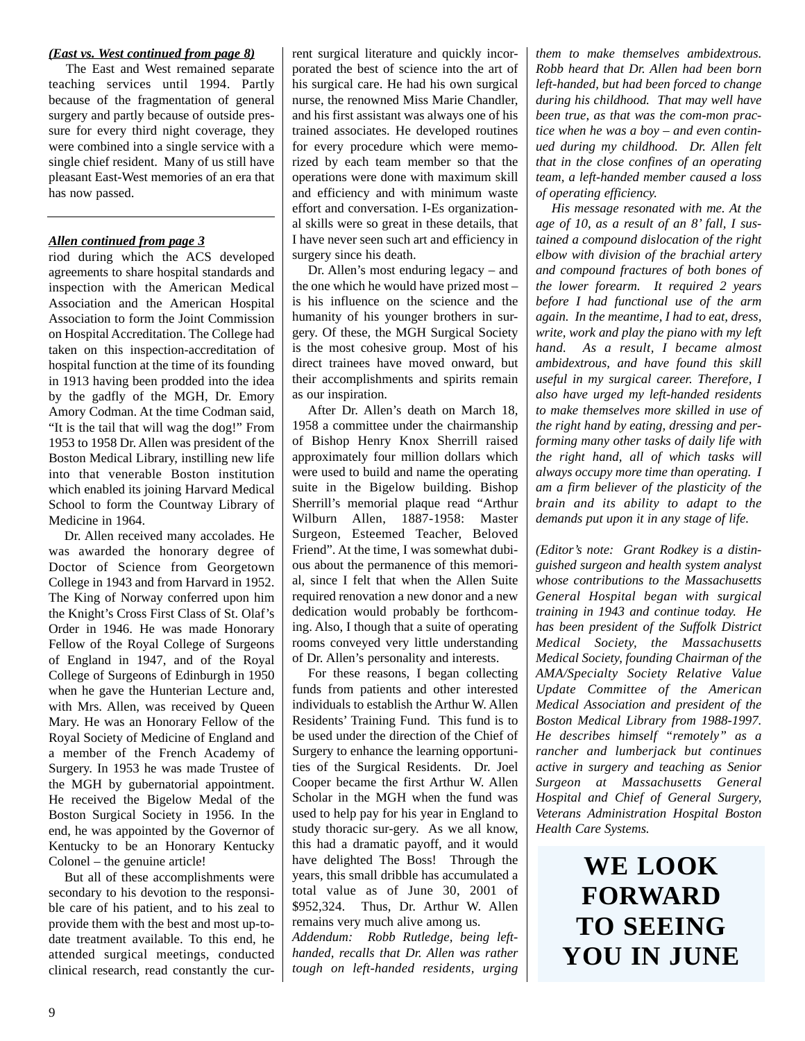***(East vs. West continued from page 8)***

The East and West remained separate teaching services until 1994. Partly because of the fragmentation of general surgery and partly because of outside pressure for every third night coverage, they were combined into a single service with a single chief resident. Many of us still have pleasant East-West memories of an era that has now passed.

---

***Allen continued from page 3***

riod during which the ACS developed agreements to share hospital standards and inspection with the American Medical Association and the American Hospital Association to form the Joint Commission on Hospital Accreditation. The College had taken on this inspection-accreditation of hospital function at the time of its founding in 1913 having been prodded into the idea by the gadfly of the MGH, Dr. Emory Amory Codman. At the time Codman said, "It is the tail that will wag the dog!" From 1953 to 1958 Dr. Allen was president of the Boston Medical Library, instilling new life into that venerable Boston institution which enabled its joining Harvard Medical School to form the Countway Library of Medicine in 1964.

Dr. Allen received many accolades. He was awarded the honorary degree of Doctor of Science from Georgetown College in 1943 and from Harvard in 1952. The King of Norway conferred upon him the Knight's Cross First Class of St. Olaf's Order in 1946. He was made Honorary Fellow of the Royal College of Surgeons of England in 1947, and of the Royal College of Surgeons of Edinburgh in 1950 when he gave the Hunterian Lecture and, with Mrs. Allen, was received by Queen Mary. He was an Honorary Fellow of the Royal Society of Medicine of England and a member of the French Academy of Surgery. In 1953 he was made Trustee of the MGH by gubernatorial appointment. He received the Bigelow Medal of the Boston Surgical Society in 1956. In the end, he was appointed by the Governor of Kentucky to be an Honorary Kentucky Colonel – the genuine article!

But all of these accomplishments were secondary to his devotion to the responsible care of his patient, and to his zeal to provide them with the best and most up-to-date treatment available. To this end, he attended surgical meetings, conducted clinical research, read constantly the current surgical literature and quickly incorporated the best of science into the art of his surgical care. He had his own surgical nurse, the renowned Miss Marie Chandler, and his first assistant was always one of his trained associates. He developed routines for every procedure which were memorized by each team member so that the operations were done with maximum skill and efficiency and with minimum waste effort and conversation. I-Es organizational skills were so great in these details, that I have never seen such art and efficiency in surgery since his death.

Dr. Allen's most enduring legacy – and the one which he would have prized most – is his influence on the science and the humanity of his younger brothers in surgery. Of these, the MGH Surgical Society is the most cohesive group. Most of his direct trainees have moved onward, but their accomplishments and spirits remain as our inspiration.

After Dr. Allen's death on March 18, 1958 a committee under the chairmanship of Bishop Henry Knox Sherrill raised approximately four million dollars which were used to build and name the operating suite in the Bigelow building. Bishop Sherrill's memorial plaque read "Arthur Wilburn Allen, 1887-1958: Master Surgeon, Esteemed Teacher, Beloved Friend". At the time, I was somewhat dubious about the permanence of this memorial, since I felt that when the Allen Suite required renovation a new donor and a new dedication would probably be forthcoming. Also, I though that a suite of operating rooms conveyed very little understanding of Dr. Allen's personality and interests.

For these reasons, I began collecting funds from patients and other interested individuals to establish the Arthur W. Allen Residents' Training Fund. This fund is to be used under the direction of the Chief of Surgery to enhance the learning opportunities of the Surgical Residents. Dr. Joel Cooper became the first Arthur W. Allen Scholar in the MGH when the fund was used to help pay for his year in England to study thoracic sur-gery. As we all know, this had a dramatic payoff, and it would have delighted The Boss! Through the years, this small dribble has accumulated a total value as of June 30, 2001 of $952,324. Thus, Dr. Arthur W. Allen remains very much alive among us.

*Addendum: Robb Rutledge, being left-handed, recalls that Dr. Allen was rather tough on left-handed residents, urging them to make themselves ambidextrous. Robb heard that Dr. Allen had been born left-handed, but had been forced to change during his childhood. That may well have been true, as that was the com-mon practice when he was a boy – and even continued during my childhood. Dr. Allen felt that in the close confines of an operating team, a left-handed member caused a loss of operating efficiency.*

*His message resonated with me. At the age of 10, as a result of an 8' fall, I sustained a compound dislocation of the right elbow with division of the brachial artery and compound fractures of both bones of the lower forearm. It required 2 years before I had functional use of the arm again. In the meantime, I had to eat, dress, write, work and play the piano with my left hand. As a result, I became almost ambidextrous, and have found this skill useful in my surgical career. Therefore, I also have urged my left-handed residents to make themselves more skilled in use of the right hand by eating, dressing and performing many other tasks of daily life with the right hand, all of which tasks will always occupy more time than operating. I am a firm believer of the plasticity of the brain and its ability to adapt to the demands put upon it in any stage of life.*

*(Editor's note: Grant Rodkey is a distinguished surgeon and health system analyst whose contributions to the Massachusetts General Hospital began with surgical training in 1943 and continue today. He has been president of the Suffolk District Medical Society, the Massachusetts Medical Society, founding Chairman of the AMA/Specialty Society Relative Value Update Committee of the American Medical Association and president of the Boston Medical Library from 1988-1997. He describes himself "remotely" as a rancher and lumberjack but continues active in surgery and teaching as Senior Surgeon at Massachusetts General Hospital and Chief of General Surgery, Veterans Administration Hospital Boston Health Care Systems.*

**WE LOOK FORWARD TO SEEING YOU IN JUNE**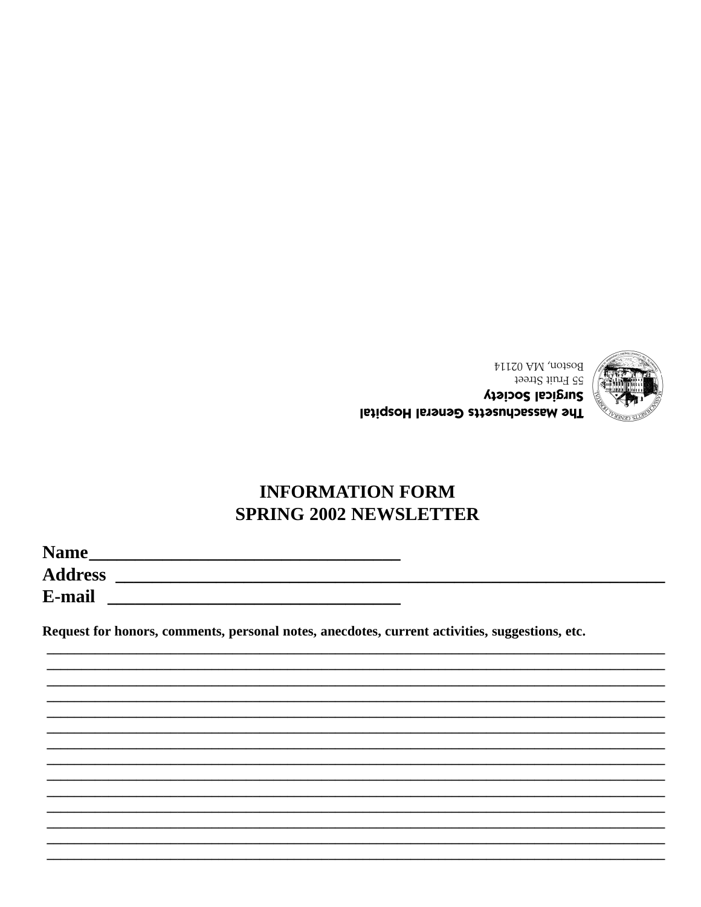The Massachusetts General Hospital
Surgical Society
55 Fruit Street
Boston, MA 02114

**INFORMATION FORM**
**SPRING 2002 NEWSLETTER**

**Name**___________________________________
**Address** ___________________________________________________________
**E-mail** ________________________________

**Request for honors, comments, personal notes, anecdotes, current activities, suggestions, etc.**

______________________________________________________________________________
______________________________________________________________________________
______________________________________________________________________________
______________________________________________________________________________
______________________________________________________________________________
______________________________________________________________________________
______________________________________________________________________________
______________________________________________________________________________
______________________________________________________________________________
______________________________________________________________________________
______________________________________________________________________________
______________________________________________________________________________
______________________________________________________________________________
______________________________________________________________________________